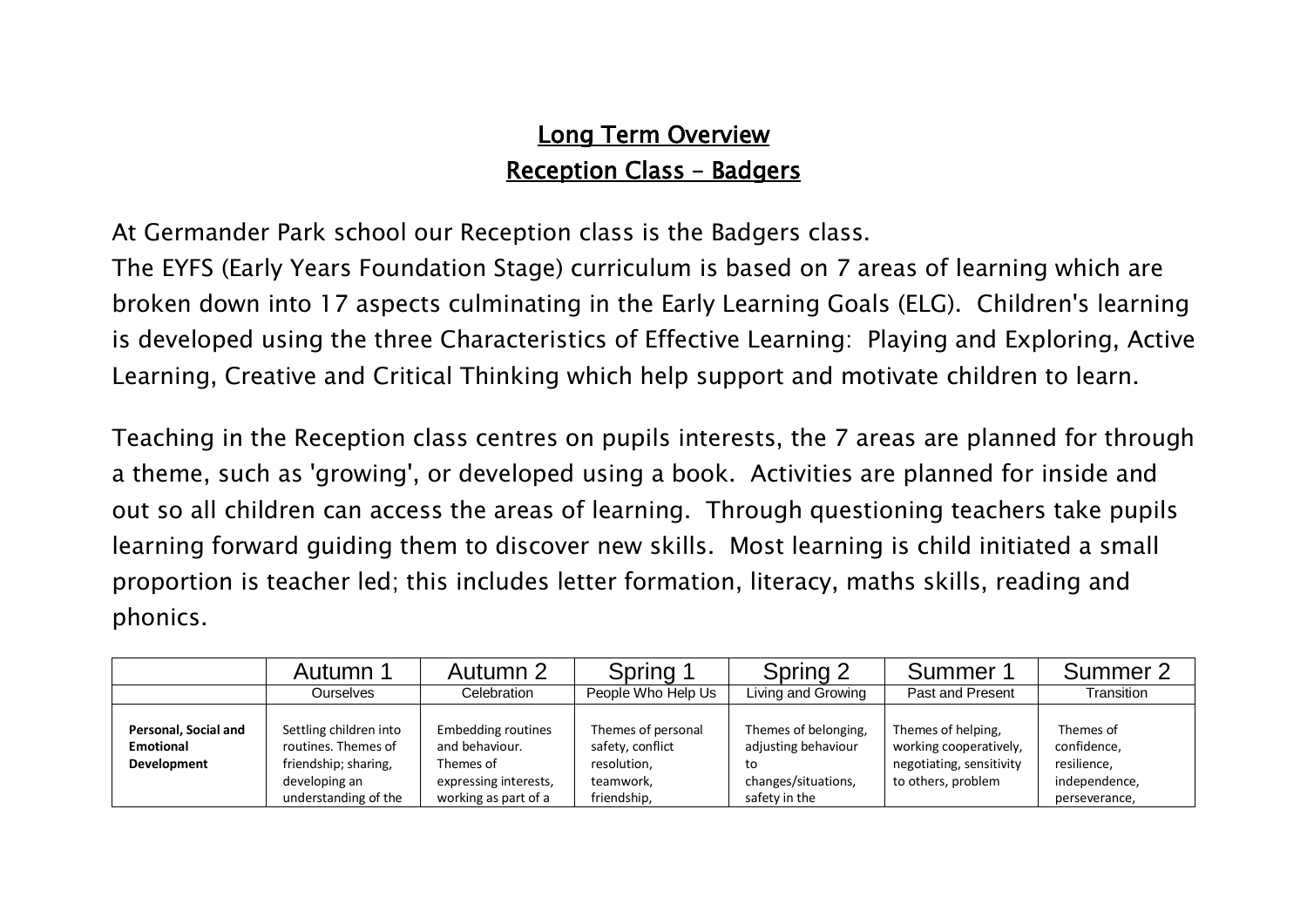# Long Term Overview

## Reception Class – Badgers

At Germander Park school our Reception class is the Badgers class.

The EYFS (Early Years Foundation Stage) curriculum is based on 7 areas of learning which are broken down into 17 aspects culminating in the Early Learning Goals (ELG). Children's learning is developed using the three Characteristics of Effective Learning: Playing and Exploring, Active Learning, Creative and Critical Thinking which help support and motivate children to learn.

Teaching in the Reception class centres on pupils interests, the 7 areas are planned for through a theme, such as 'growing', or developed using a book. Activities are planned for inside and out so all children can access the areas of learning. Through questioning teachers take pupils learning forward guiding them to discover new skills. Most learning is child initiated a small proportion is teacher led; this includes letter formation, literacy, maths skills, reading and phonics.

| | Autumn 1 | Autumn 2 | Spring 1 | Spring 2 | Summer 1 | Summer 2 |
|---|---|---|---|---|---|---|
| | Ourselves | Celebration | People Who Help Us | Living and Growing | Past and Present | Transition |
| **Personal, Social and Emotional Development** | Settling children into routines. Themes of friendship; sharing, developing an understanding of the | Embedding routines and behaviour. Themes of expressing interests, working as part of a | Themes of personal safety, conflict resolution, teamwork, friendship, | Themes of belonging, adjusting behaviour to changes/situations, safety in the | Themes of helping, working cooperatively, negotiating, sensitivity to others, problem | Themes of confidence, resilience, independence, perseverance, |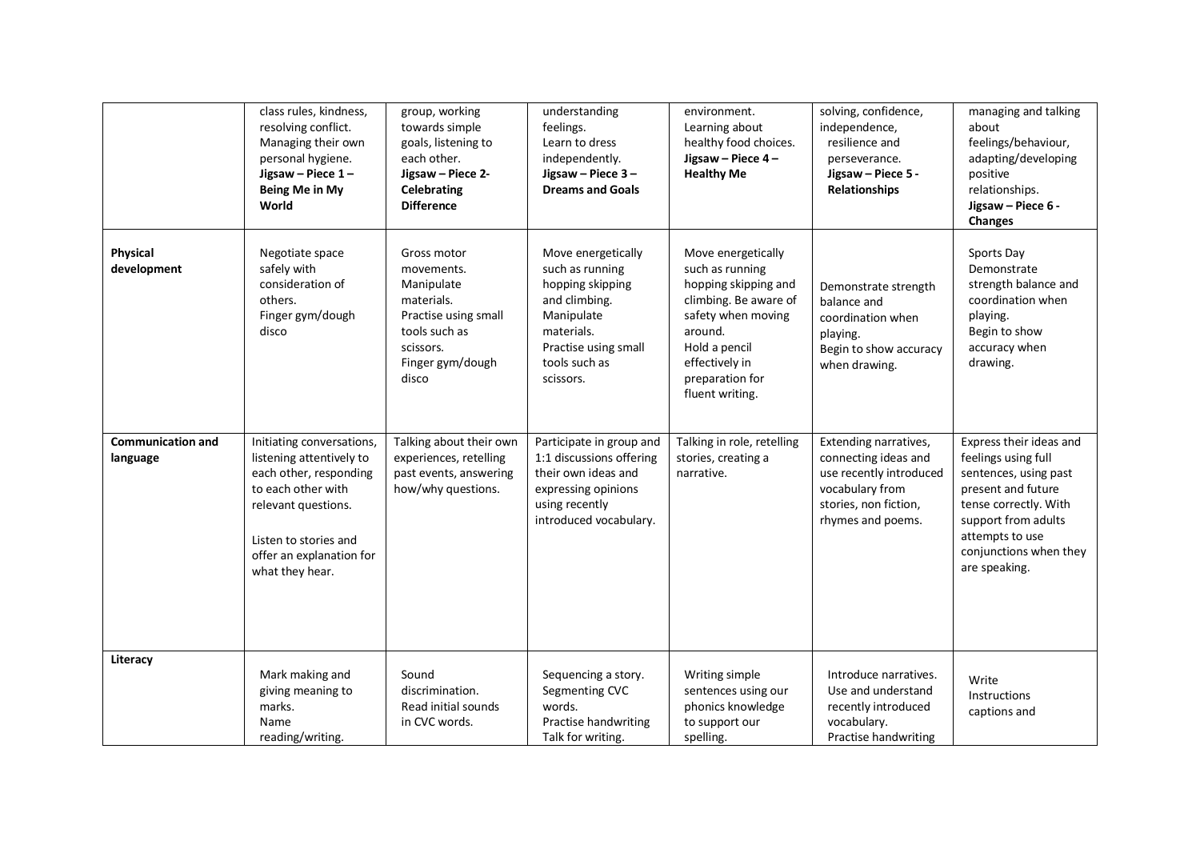| | | | | | | |
|---|---|---|---|---|---|---|
| | class rules, kindness, resolving conflict. Managing their own personal hygiene. **Jigsaw – Piece 1 – Being Me in My World** | group, working towards simple goals, listening to each other. **Jigsaw – Piece 2- Celebrating Difference** | understanding feelings. Learn to dress independently. **Jigsaw – Piece 3 – Dreams and Goals** | environment. Learning about healthy food choices. **Jigsaw – Piece 4 – Healthy Me** | solving, confidence, independence, resilience and perseverance. **Jigsaw – Piece 5 - Relationships** | managing and talking about feelings/behaviour, adapting/developing positive relationships. **Jigsaw – Piece 6 - Changes** |
| **Physical development** | Negotiate space safely with consideration of others. Finger gym/dough disco | Gross motor movements. Manipulate materials. Practise using small tools such as scissors. Finger gym/dough disco | Move energetically such as running hopping skipping and climbing. Manipulate materials. Practise using small tools such as scissors. | Move energetically such as running hopping skipping and climbing. Be aware of safety when moving around. Hold a pencil effectively in preparation for fluent writing. | Demonstrate strength balance and coordination when playing. Begin to show accuracy when drawing. | Sports Day Demonstrate strength balance and coordination when playing. Begin to show accuracy when drawing. |
| **Communication and language** | Initiating conversations, listening attentively to each other, responding to each other with relevant questions.<br><br>Listen to stories and offer an explanation for what they hear. | Talking about their own experiences, retelling past events, answering how/why questions. | Participate in group and 1:1 discussions offering their own ideas and expressing opinions using recently introduced vocabulary. | Talking in role, retelling stories, creating a narrative. | Extending narratives, connecting ideas and use recently introduced vocabulary from stories, non fiction, rhymes and poems. | Express their ideas and feelings using full sentences, using past present and future tense correctly. With support from adults attempts to use conjunctions when they are speaking. |
| **Literacy** | Mark making and giving meaning to marks. Name reading/writing. | Sound discrimination. Read initial sounds in CVC words. | Sequencing a story. Segmenting CVC words. Practise handwriting Talk for writing. | Writing simple sentences using our phonics knowledge to support our spelling. | Introduce narratives. Use and understand recently introduced vocabulary. Practise handwriting | Write Instructions captions and |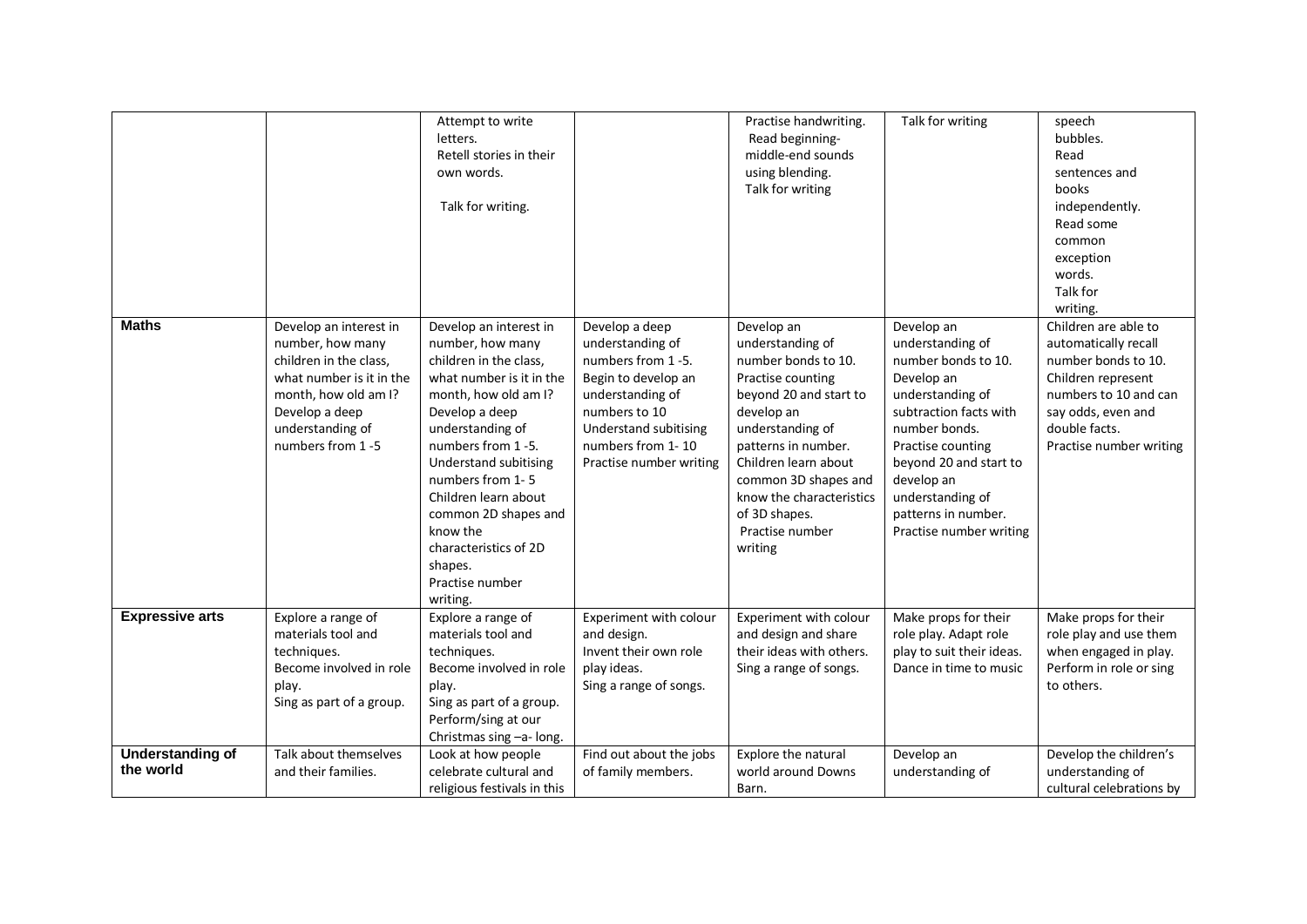| | | | | | | |
|---|---|---|---|---|---|---|
| | | Attempt to write letters.<br>Retell stories in their own words.<br><br>Talk for writing. | | Practise handwriting.<br>Read beginning-middle-end sounds using blending.<br>Talk for writing | Talk for writing | speech bubbles.<br>Read sentences and books independently.<br>Read some common exception words.<br>Talk for writing. |
| **Maths** | Develop an interest in number, how many children in the class, what number is it in the month, how old am I?<br>Develop a deep understanding of numbers from 1 -5 | Develop an interest in number, how many children in the class, what number is it in the month, how old am I?<br>Develop a deep understanding of numbers from 1 -5.<br>Understand subitising numbers from 1- 5<br>Children learn about common 2D shapes and know the characteristics of 2D shapes.<br>Practise number writing. | Develop a deep understanding of numbers from 1 -5.<br>Begin to develop an understanding of numbers to 10<br>Understand subitising numbers from 1- 10<br>Practise number writing | Develop an understanding of number bonds to 10.<br>Practise counting beyond 20 and start to develop an understanding of patterns in number.<br>Children learn about common 3D shapes and know the characteristics of 3D shapes.<br>Practise number writing | Develop an understanding of number bonds to 10.<br>Develop an understanding of subtraction facts with number bonds.<br>Practise counting beyond 20 and start to develop an understanding of patterns in number.<br>Practise number writing | Children are able to automatically recall number bonds to 10.<br>Children represent numbers to 10 and can say odds, even and double facts.<br>Practise number writing |
| **Expressive arts** | Explore a range of materials tool and techniques.<br>Become involved in role play.<br>Sing as part of a group. | Explore a range of materials tool and techniques.<br>Become involved in role play.<br>Sing as part of a group.<br>Perform/sing at our Christmas sing –a- long. | Experiment with colour and design.<br>Invent their own role play ideas.<br>Sing a range of songs. | Experiment with colour and design and share their ideas with others.<br>Sing a range of songs. | Make props for their role play. Adapt role play to suit their ideas.<br>Dance in time to music | Make props for their role play and use them when engaged in play.<br>Perform in role or sing to others. |
| **Understanding of the world** | Talk about themselves and their families. | Look at how people celebrate cultural and religious festivals in this | Find out about the jobs of family members. | Explore the natural world around Downs Barn. | Develop an understanding of | Develop the children's understanding of cultural celebrations by |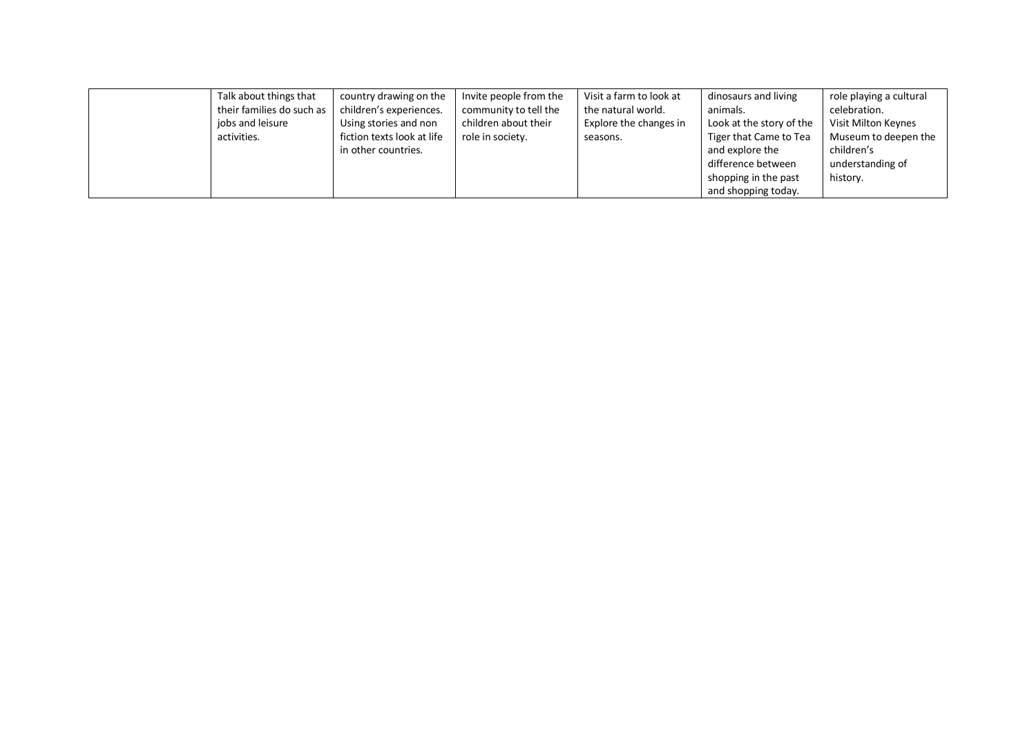| | | | | | | |
|---|---|---|---|---|---|---|
| | Talk about things that their families do such as jobs and leisure activities. | country drawing on the children's experiences. Using stories and non fiction texts look at life in other countries. | Invite people from the community to tell the children about their role in society. | Visit a farm to look at the natural world. Explore the changes in seasons. | dinosaurs and living animals. Look at the story of the Tiger that Came to Tea and explore the difference between shopping in the past and shopping today. | role playing a cultural celebration. Visit Milton Keynes Museum to deepen the children's understanding of history. |